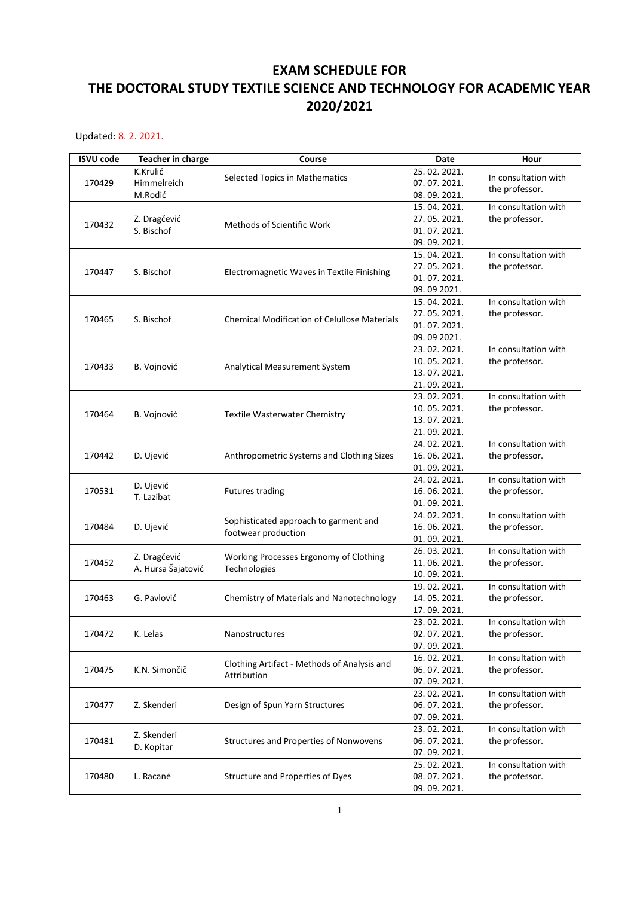# EXAM SCHEDULE FOR THE DOCTORAL STUDY TEXTILE SCIENCE AND TECHNOLOGY FOR ACADEMIC YEAR 2020/2021

Updated: 8. 2. 2021.

| ISVU code | Teacher in charge | Course | Date | Hour |
|---|---|---|---|---|
| 170429 | K.Krulić<br>Himmelreich<br>M.Rodić | Selected Topics in Mathematics | 25. 02. 2021.<br>07. 07. 2021.<br>08. 09. 2021. | In consultation with the professor. |
| 170432 | Z. Dragčević<br>S. Bischof | Methods of Scientific Work | 15. 04. 2021.<br>27. 05. 2021.<br>01. 07. 2021.<br>09. 09. 2021. | In consultation with the professor. |
| 170447 | S. Bischof | Electromagnetic Waves in Textile Finishing | 15. 04. 2021.<br>27. 05. 2021.<br>01. 07. 2021.<br>09. 09 2021. | In consultation with the professor. |
| 170465 | S. Bischof | Chemical Modification of Celullose Materials | 15. 04. 2021.<br>27. 05. 2021.<br>01. 07. 2021.<br>09. 09 2021. | In consultation with the professor. |
| 170433 | B. Vojnović | Analytical Measurement System | 23. 02. 2021.<br>10. 05. 2021.<br>13. 07. 2021.<br>21. 09. 2021. | In consultation with the professor. |
| 170464 | B. Vojnović | Textile Wasterwater Chemistry | 23. 02. 2021.<br>10. 05. 2021.<br>13. 07. 2021.<br>21. 09. 2021. | In consultation with the professor. |
| 170442 | D. Ujević | Anthropometric Systems and Clothing Sizes | 24. 02. 2021.<br>16. 06. 2021.<br>01. 09. 2021. | In consultation with the professor. |
| 170531 | D. Ujević<br>T. Lazibat | Futures trading | 24. 02. 2021.<br>16. 06. 2021.<br>01. 09. 2021. | In consultation with the professor. |
| 170484 | D. Ujević | Sophisticated approach to garment and footwear production | 24. 02. 2021.<br>16. 06. 2021.<br>01. 09. 2021. | In consultation with the professor. |
| 170452 | Z. Dragčević<br>A. Hursa Šajatović | Working Processes Ergonomy of Clothing Technologies | 26. 03. 2021.<br>11. 06. 2021.<br>10. 09. 2021. | In consultation with the professor. |
| 170463 | G. Pavlović | Chemistry of Materials and Nanotechnology | 19. 02. 2021.<br>14. 05. 2021.<br>17. 09. 2021. | In consultation with the professor. |
| 170472 | K. Lelas | Nanostructures | 23. 02. 2021.<br>02. 07. 2021.<br>07. 09. 2021. | In consultation with the professor. |
| 170475 | K.N. Simončič | Clothing Artifact - Methods of Analysis and Attribution | 16. 02. 2021.<br>06. 07. 2021.<br>07. 09. 2021. | In consultation with the professor. |
| 170477 | Z. Skenderi | Design of Spun Yarn Structures | 23. 02. 2021.<br>06. 07. 2021.<br>07. 09. 2021. | In consultation with the professor. |
| 170481 | Z. Skenderi<br>D. Kopitar | Structures and Properties of Nonwovens | 23. 02. 2021.<br>06. 07. 2021.<br>07. 09. 2021. | In consultation with the professor. |
| 170480 | L. Racané | Structure and Properties of Dyes | 25. 02. 2021.<br>08. 07. 2021.<br>09. 09. 2021. | In consultation with the professor. |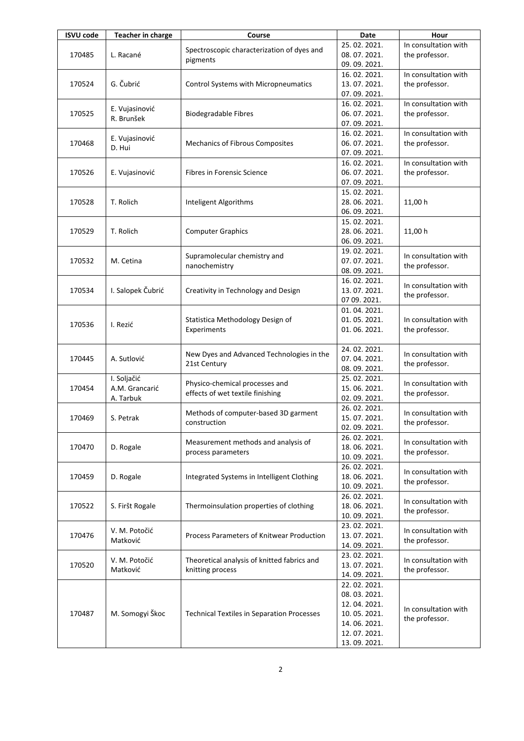| ISVU code | Teacher in charge | Course | Date | Hour |
|---|---|---|---|---|
| 170485 | L. Racané | Spectroscopic characterization of dyes and pigments | 25. 02. 2021.<br>08. 07. 2021.<br>09. 09. 2021. | In consultation with the professor. |
| 170524 | G. Čubrić | Control Systems with Micropneumatics | 16. 02. 2021.<br>13. 07. 2021.<br>07. 09. 2021. | In consultation with the professor. |
| 170525 | E. Vujasinović<br>R. Brunšek | Biodegradable Fibres | 16. 02. 2021.<br>06. 07. 2021.<br>07. 09. 2021. | In consultation with the professor. |
| 170468 | E. Vujasinović<br>D. Hui | Mechanics of Fibrous Composites | 16. 02. 2021.<br>06. 07. 2021.<br>07. 09. 2021. | In consultation with the professor. |
| 170526 | E. Vujasinović | Fibres in Forensic Science | 16. 02. 2021.<br>06. 07. 2021.<br>07. 09. 2021. | In consultation with the professor. |
| 170528 | T. Rolich | Inteligent Algorithms | 15. 02. 2021.<br>28. 06. 2021.<br>06. 09. 2021. | 11,00 h |
| 170529 | T. Rolich | Computer Graphics | 15. 02. 2021.<br>28. 06. 2021.<br>06. 09. 2021. | 11,00 h |
| 170532 | M. Cetina | Supramolecular chemistry and nanochemistry | 19. 02. 2021.<br>07. 07. 2021.<br>08. 09. 2021. | In consultation with the professor. |
| 170534 | I. Salopek Čubrić | Creativity in Technology and Design | 16. 02. 2021.<br>13. 07. 2021.<br>07 09. 2021. | In consultation with the professor. |
| 170536 | I. Rezić | Statistica Methodology Design of Experiments | 01. 04. 2021.<br>01. 05. 2021.<br>01. 06. 2021. | In consultation with the professor. |
| 170445 | A. Sutlović | New Dyes and Advanced Technologies in the 21st Century | 24. 02. 2021.<br>07. 04. 2021.<br>08. 09. 2021. | In consultation with the professor. |
| 170454 | I. Soljačić<br>A.M. Grancarić<br>A. Tarbuk | Physico-chemical processes and effects of wet textile finishing | 25. 02. 2021.<br>15. 06. 2021.<br>02. 09. 2021. | In consultation with the professor. |
| 170469 | S. Petrak | Methods of computer-based 3D garment construction | 26. 02. 2021.<br>15. 07. 2021.<br>02. 09. 2021. | In consultation with the professor. |
| 170470 | D. Rogale | Measurement methods and analysis of process parameters | 26. 02. 2021.<br>18. 06. 2021.<br>10. 09. 2021. | In consultation with the professor. |
| 170459 | D. Rogale | Integrated Systems in Intelligent Clothing | 26. 02. 2021.<br>18. 06. 2021.<br>10. 09. 2021. | In consultation with the professor. |
| 170522 | S. Firšt Rogale | Thermoinsulation properties of clothing | 26. 02. 2021.<br>18. 06. 2021.<br>10. 09. 2021. | In consultation with the professor. |
| 170476 | V. M. Potočić Matković | Process Parameters of Knitwear Production | 23. 02. 2021.<br>13. 07. 2021.<br>14. 09. 2021. | In consultation with the professor. |
| 170520 | V. M. Potočić Matković | Theoretical analysis of knitted fabrics and knitting process | 23. 02. 2021.<br>13. 07. 2021.<br>14. 09. 2021. | In consultation with the professor. |
| 170487 | M. Somogyi Škoc | Technical Textiles in Separation Processes | 22. 02. 2021.<br>08. 03. 2021.<br>12. 04. 2021.<br>10. 05. 2021.<br>14. 06. 2021.<br>12. 07. 2021.<br>13. 09. 2021. | In consultation with the professor. |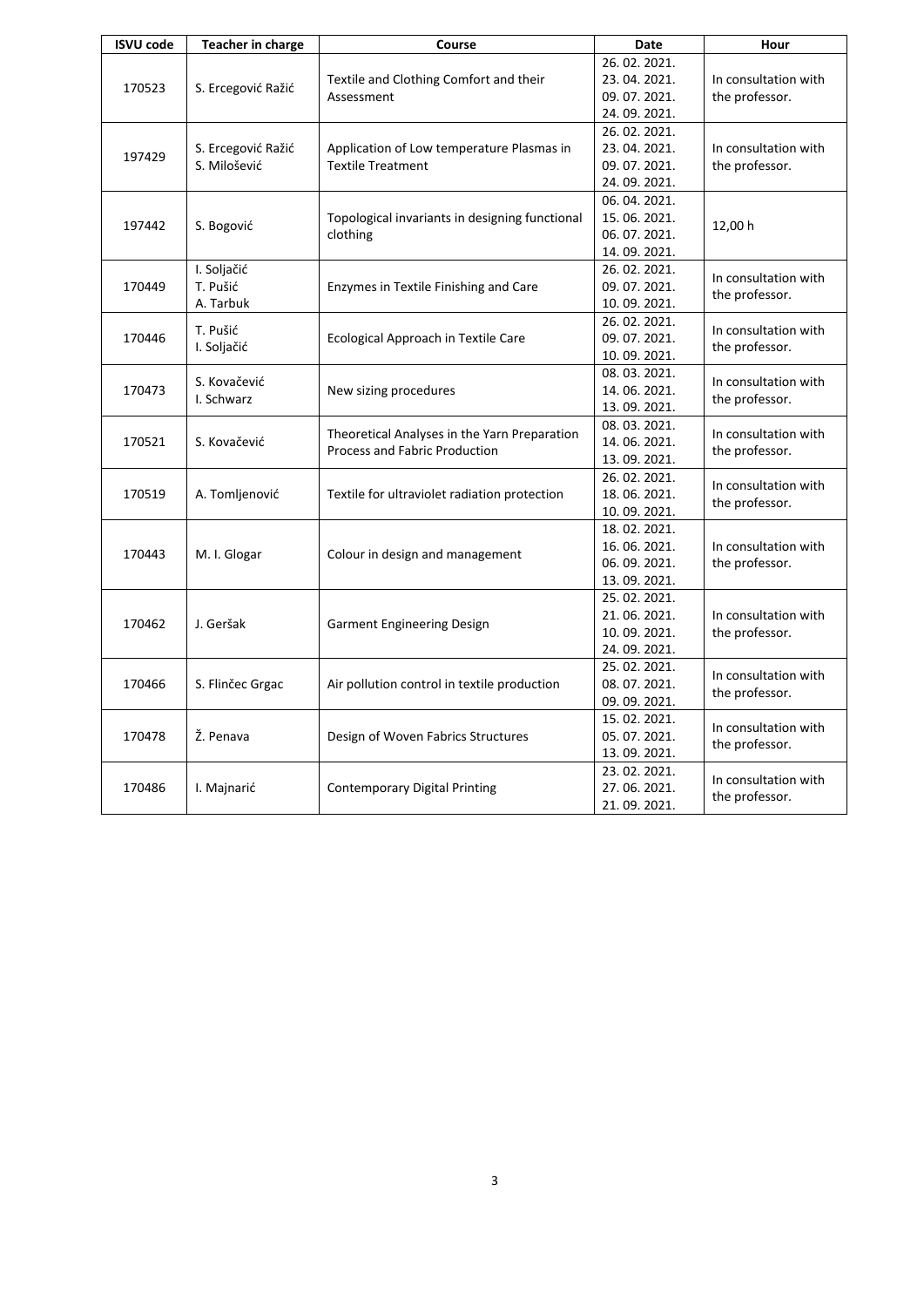| ISVU code | Teacher in charge | Course | Date | Hour |
|---|---|---|---|---|
| 170523 | S. Ercegović Ražić | Textile and Clothing Comfort and their Assessment | 26. 02. 2021.<br>23. 04. 2021.<br>09. 07. 2021.<br>24. 09. 2021. | In consultation with the professor. |
| 197429 | S. Ercegović Ražić<br>S. Milošević | Application of Low temperature Plasmas in Textile Treatment | 26. 02. 2021.<br>23. 04. 2021.<br>09. 07. 2021.<br>24. 09. 2021. | In consultation with the professor. |
| 197442 | S. Bogović | Topological invariants in designing functional clothing | 06. 04. 2021.<br>15. 06. 2021.<br>06. 07. 2021.<br>14. 09. 2021. | 12,00 h |
| 170449 | I. Soljačić<br>T. Pušić<br>A. Tarbuk | Enzymes in Textile Finishing and Care | 26. 02. 2021.<br>09. 07. 2021.<br>10. 09. 2021. | In consultation with the professor. |
| 170446 | T. Pušić<br>I. Soljačić | Ecological Approach in Textile Care | 26. 02. 2021.<br>09. 07. 2021.<br>10. 09. 2021. | In consultation with the professor. |
| 170473 | S. Kovačević<br>I. Schwarz | New sizing procedures | 08. 03. 2021.<br>14. 06. 2021.<br>13. 09. 2021. | In consultation with the professor. |
| 170521 | S. Kovačević | Theoretical Analyses in the Yarn Preparation Process and Fabric Production | 08. 03. 2021.<br>14. 06. 2021.<br>13. 09. 2021. | In consultation with the professor. |
| 170519 | A. Tomljenović | Textile for ultraviolet radiation protection | 26. 02. 2021.<br>18. 06. 2021.<br>10. 09. 2021. | In consultation with the professor. |
| 170443 | M. I. Glogar | Colour in design and management | 18. 02. 2021.<br>16. 06. 2021.<br>06. 09. 2021.<br>13. 09. 2021. | In consultation with the professor. |
| 170462 | J. Geršak | Garment Engineering Design | 25. 02. 2021.<br>21. 06. 2021.<br>10. 09. 2021.<br>24. 09. 2021. | In consultation with the professor. |
| 170466 | S. Flinčec Grgac | Air pollution control in textile production | 25. 02. 2021.<br>08. 07. 2021.<br>09. 09. 2021. | In consultation with the professor. |
| 170478 | Ž. Penava | Design of Woven Fabrics Structures | 15. 02. 2021.<br>05. 07. 2021.<br>13. 09. 2021. | In consultation with the professor. |
| 170486 | I. Majnarić | Contemporary Digital Printing | 23. 02. 2021.<br>27. 06. 2021.<br>21. 09. 2021. | In consultation with the professor. |